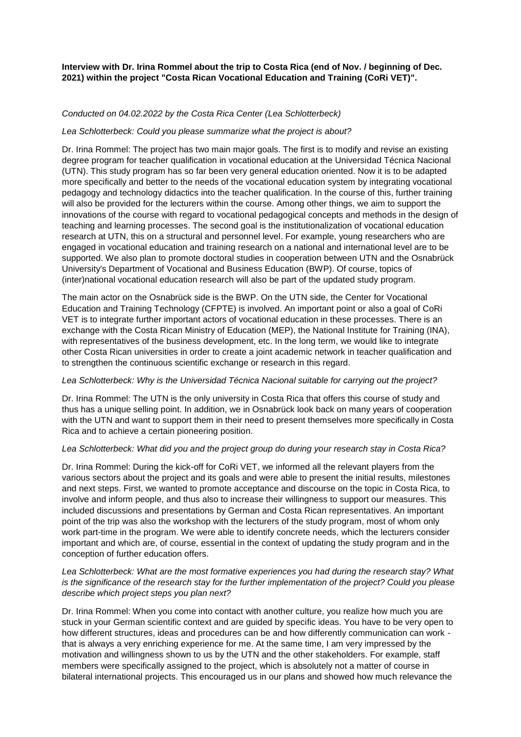**Interview with Dr. Irina Rommel about the trip to Costa Rica (end of Nov. / beginning of Dec. 2021) within the project "Costa Rican Vocational Education and Training (CoRi VET)".**

*Conducted on 04.02.2022 by the Costa Rica Center (Lea Schlotterbeck)*

*Lea Schlotterbeck: Could you please summarize what the project is about?*

Dr. Irina Rommel: The project has two main major goals. The first is to modify and revise an existing degree program for teacher qualification in vocational education at the Universidad Técnica Nacional (UTN). This study program has so far been very general education oriented. Now it is to be adapted more specifically and better to the needs of the vocational education system by integrating vocational pedagogy and technology didactics into the teacher qualification. In the course of this, further training will also be provided for the lecturers within the course. Among other things, we aim to support the innovations of the course with regard to vocational pedagogical concepts and methods in the design of teaching and learning processes. The second goal is the institutionalization of vocational education research at UTN, this on a structural and personnel level. For example, young researchers who are engaged in vocational education and training research on a national and international level are to be supported. We also plan to promote doctoral studies in cooperation between UTN and the Osnabrück University's Department of Vocational and Business Education (BWP). Of course, topics of (inter)national vocational education research will also be part of the updated study program.

The main actor on the Osnabrück side is the BWP. On the UTN side, the Center for Vocational Education and Training Technology (CFPTE) is involved. An important point or also a goal of CoRi VET is to integrate further important actors of vocational education in these processes. There is an exchange with the Costa Rican Ministry of Education (MEP), the National Institute for Training (INA), with representatives of the business development, etc. In the long term, we would like to integrate other Costa Rican universities in order to create a joint academic network in teacher qualification and to strengthen the continuous scientific exchange or research in this regard.

*Lea Schlotterbeck: Why is the Universidad Técnica Nacional suitable for carrying out the project?*

Dr. Irina Rommel: The UTN is the only university in Costa Rica that offers this course of study and thus has a unique selling point. In addition, we in Osnabrück look back on many years of cooperation with the UTN and want to support them in their need to present themselves more specifically in Costa Rica and to achieve a certain pioneering position.

*Lea Schlotterbeck: What did you and the project group do during your research stay in Costa Rica?*

Dr. Irina Rommel: During the kick-off for CoRi VET, we informed all the relevant players from the various sectors about the project and its goals and were able to present the initial results, milestones and next steps. First, we wanted to promote acceptance and discourse on the topic in Costa Rica, to involve and inform people, and thus also to increase their willingness to support our measures. This included discussions and presentations by German and Costa Rican representatives. An important point of the trip was also the workshop with the lecturers of the study program, most of whom only work part-time in the program. We were able to identify concrete needs, which the lecturers consider important and which are, of course, essential in the context of updating the study program and in the conception of further education offers.

*Lea Schlotterbeck: What are the most formative experiences you had during the research stay? What is the significance of the research stay for the further implementation of the project? Could you please describe which project steps you plan next?*

Dr. Irina Rommel: When you come into contact with another culture, you realize how much you are stuck in your German scientific context and are guided by specific ideas. You have to be very open to how different structures, ideas and procedures can be and how differently communication can work - that is always a very enriching experience for me. At the same time, I am very impressed by the motivation and willingness shown to us by the UTN and the other stakeholders. For example, staff members were specifically assigned to the project, which is absolutely not a matter of course in bilateral international projects. This encouraged us in our plans and showed how much relevance the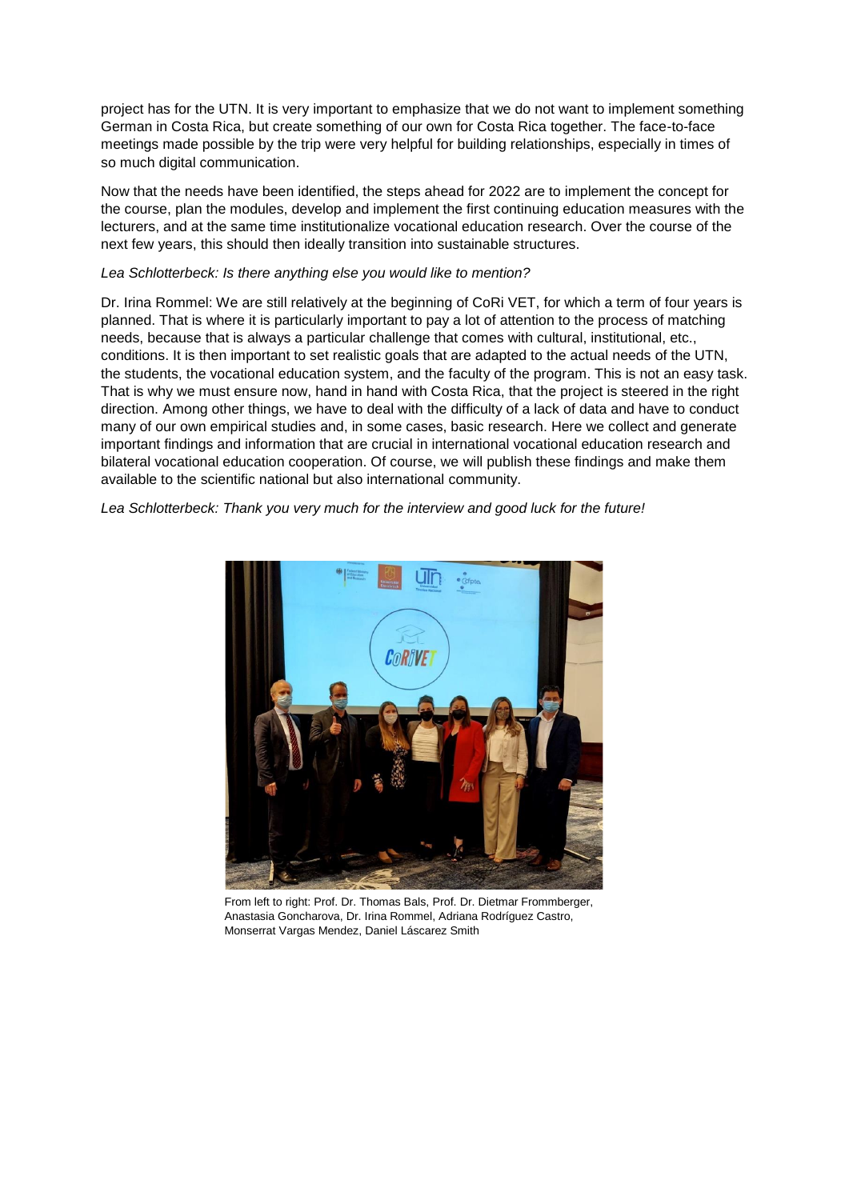project has for the UTN. It is very important to emphasize that we do not want to implement something German in Costa Rica, but create something of our own for Costa Rica together. The face-to-face meetings made possible by the trip were very helpful for building relationships, especially in times of so much digital communication.

Now that the needs have been identified, the steps ahead for 2022 are to implement the concept for the course, plan the modules, develop and implement the first continuing education measures with the lecturers, and at the same time institutionalize vocational education research. Over the course of the next few years, this should then ideally transition into sustainable structures.

*Lea Schlotterbeck: Is there anything else you would like to mention?*

Dr. Irina Rommel: We are still relatively at the beginning of CoRi VET, for which a term of four years is planned. That is where it is particularly important to pay a lot of attention to the process of matching needs, because that is always a particular challenge that comes with cultural, institutional, etc., conditions. It is then important to set realistic goals that are adapted to the actual needs of the UTN, the students, the vocational education system, and the faculty of the program. This is not an easy task. That is why we must ensure now, hand in hand with Costa Rica, that the project is steered in the right direction. Among other things, we have to deal with the difficulty of a lack of data and have to conduct many of our own empirical studies and, in some cases, basic research. Here we collect and generate important findings and information that are crucial in international vocational education research and bilateral vocational education cooperation. Of course, we will publish these findings and make them available to the scientific national but also international community.

*Lea Schlotterbeck: Thank you very much for the interview and good luck for the future!*

From left to right: Prof. Dr. Thomas Bals, Prof. Dr. Dietmar Frommberger, Anastasia Goncharova, Dr. Irina Rommel, Adriana Rodríguez Castro, Monserrat Vargas Mendez, Daniel Láscarez Smith